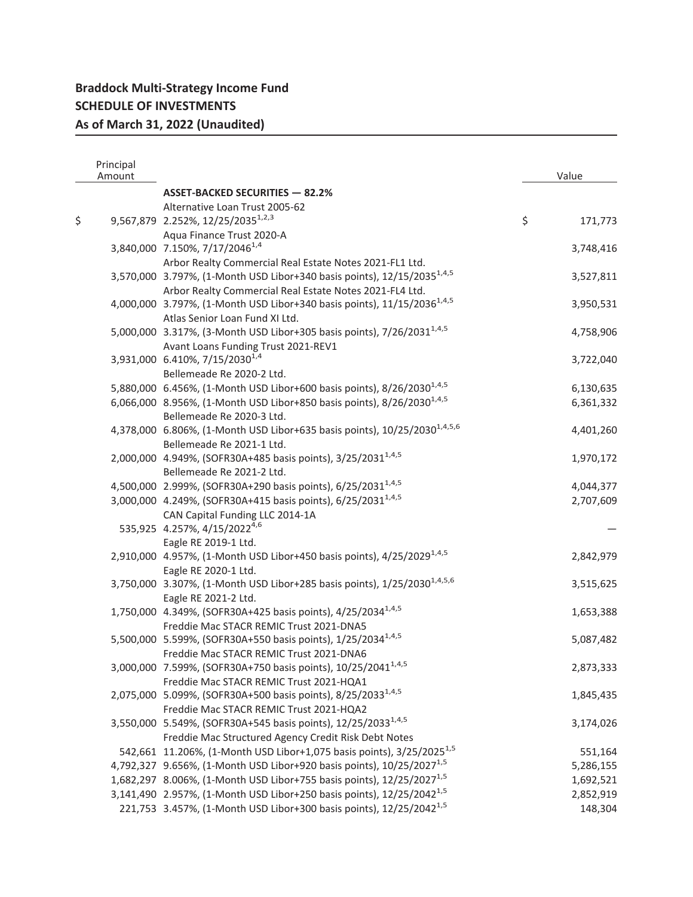**Braddock Multi-Strategy Income Fund**
**SCHEDULE OF INVESTMENTS**
**As of March 31, 2022 (Unaudited)**

| Principal Amount | | Value |
|---|---|---|
| | **ASSET-BACKED SECURITIES — 82.2%** | |
| | Alternative Loan Trust 2005-62 | |
| $ 9,567,879 | 2.252%, 12/25/2035[1,2,3] | $ 171,773 |
| | Aqua Finance Trust 2020-A | |
| 3,840,000 | 7.150%, 7/17/2046[1,4] | 3,748,416 |
| | Arbor Realty Commercial Real Estate Notes 2021-FL1 Ltd. | |
| 3,570,000 | 3.797%, (1-Month USD Libor+340 basis points), 12/15/2035[1,4,5] | 3,527,811 |
| | Arbor Realty Commercial Real Estate Notes 2021-FL4 Ltd. | |
| 4,000,000 | 3.797%, (1-Month USD Libor+340 basis points), 11/15/2036[1,4,5] | 3,950,531 |
| | Atlas Senior Loan Fund XI Ltd. | |
| 5,000,000 | 3.317%, (3-Month USD Libor+305 basis points), 7/26/2031[1,4,5] | 4,758,906 |
| | Avant Loans Funding Trust 2021-REV1 | |
| 3,931,000 | 6.410%, 7/15/2030[1,4] | 3,722,040 |
| | Bellemeade Re 2020-2 Ltd. | |
| 5,880,000 | 6.456%, (1-Month USD Libor+600 basis points), 8/26/2030[1,4,5] | 6,130,635 |
| 6,066,000 | 8.956%, (1-Month USD Libor+850 basis points), 8/26/2030[1,4,5] | 6,361,332 |
| | Bellemeade Re 2020-3 Ltd. | |
| 4,378,000 | 6.806%, (1-Month USD Libor+635 basis points), 10/25/2030[1,4,5,6] | 4,401,260 |
| | Bellemeade Re 2021-1 Ltd. | |
| 2,000,000 | 4.949%, (SOFR30A+485 basis points), 3/25/2031[1,4,5] | 1,970,172 |
| | Bellemeade Re 2021-2 Ltd. | |
| 4,500,000 | 2.999%, (SOFR30A+290 basis points), 6/25/2031[1,4,5] | 4,044,377 |
| 3,000,000 | 4.249%, (SOFR30A+415 basis points), 6/25/2031[1,4,5] | 2,707,609 |
| | CAN Capital Funding LLC 2014-1A | |
| 535,925 | 4.257%, 4/15/2022[4,6] | — |
| | Eagle RE 2019-1 Ltd. | |
| 2,910,000 | 4.957%, (1-Month USD Libor+450 basis points), 4/25/2029[1,4,5] | 2,842,979 |
| | Eagle RE 2020-1 Ltd. | |
| 3,750,000 | 3.307%, (1-Month USD Libor+285 basis points), 1/25/2030[1,4,5,6] | 3,515,625 |
| | Eagle RE 2021-2 Ltd. | |
| 1,750,000 | 4.349%, (SOFR30A+425 basis points), 4/25/2034[1,4,5] | 1,653,388 |
| | Freddie Mac STACR REMIC Trust 2021-DNA5 | |
| 5,500,000 | 5.599%, (SOFR30A+550 basis points), 1/25/2034[1,4,5] | 5,087,482 |
| | Freddie Mac STACR REMIC Trust 2021-DNA6 | |
| 3,000,000 | 7.599%, (SOFR30A+750 basis points), 10/25/2041[1,4,5] | 2,873,333 |
| | Freddie Mac STACR REMIC Trust 2021-HQA1 | |
| 2,075,000 | 5.099%, (SOFR30A+500 basis points), 8/25/2033[1,4,5] | 1,845,435 |
| | Freddie Mac STACR REMIC Trust 2021-HQA2 | |
| 3,550,000 | 5.549%, (SOFR30A+545 basis points), 12/25/2033[1,4,5] | 3,174,026 |
| | Freddie Mac Structured Agency Credit Risk Debt Notes | |
| 542,661 | 11.206%, (1-Month USD Libor+1,075 basis points), 3/25/2025[1,5] | 551,164 |
| 4,792,327 | 9.656%, (1-Month USD Libor+920 basis points), 10/25/2027[1,5] | 5,286,155 |
| 1,682,297 | 8.006%, (1-Month USD Libor+755 basis points), 12/25/2027[1,5] | 1,692,521 |
| 3,141,490 | 2.957%, (1-Month USD Libor+250 basis points), 12/25/2042[1,5] | 2,852,919 |
| 221,753 | 3.457%, (1-Month USD Libor+300 basis points), 12/25/2042[1,5] | 148,304 |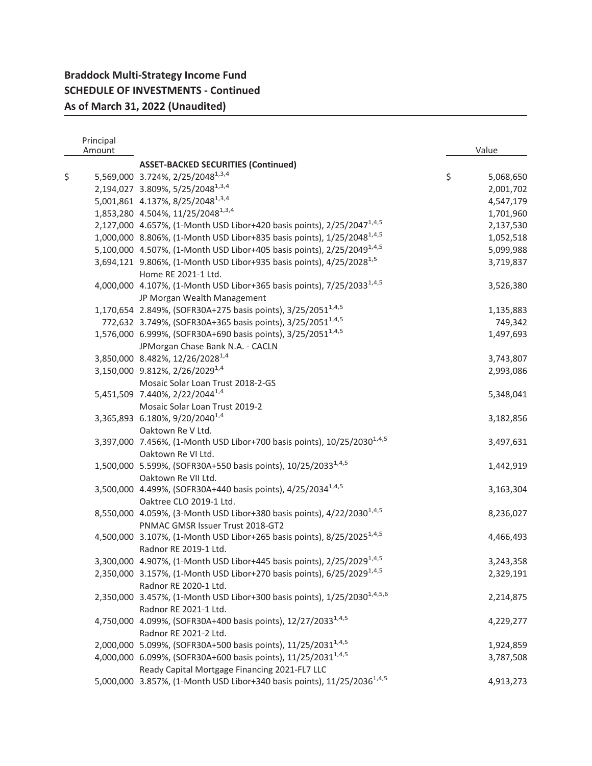**Braddock Multi-Strategy Income Fund**
**SCHEDULE OF INVESTMENTS - Continued**
**As of March 31, 2022 (Unaudited)**

| Principal Amount | | Value |
|---|---|---|
| | **ASSET-BACKED SECURITIES (Continued)** | |
| $ 5,569,000 | 3.724%, 2/25/2048[1,3,4] | $ 5,068,650 |
| 2,194,027 | 3.809%, 5/25/2048[1,3,4] | 2,001,702 |
| 5,001,861 | 4.137%, 8/25/2048[1,3,4] | 4,547,179 |
| 1,853,280 | 4.504%, 11/25/2048[1,3,4] | 1,701,960 |
| 2,127,000 | 4.657%, (1-Month USD Libor+420 basis points), 2/25/2047[1,4,5] | 2,137,530 |
| 1,000,000 | 8.806%, (1-Month USD Libor+835 basis points), 1/25/2048[1,4,5] | 1,052,518 |
| 5,100,000 | 4.507%, (1-Month USD Libor+405 basis points), 2/25/2049[1,4,5] | 5,099,988 |
| 3,694,121 | 9.806%, (1-Month USD Libor+935 basis points), 4/25/2028[1,5] | 3,719,837 |
| | Home RE 2021-1 Ltd. | |
| 4,000,000 | 4.107%, (1-Month USD Libor+365 basis points), 7/25/2033[1,4,5] | 3,526,380 |
| | JP Morgan Wealth Management | |
| 1,170,654 | 2.849%, (SOFR30A+275 basis points), 3/25/2051[1,4,5] | 1,135,883 |
| 772,632 | 3.749%, (SOFR30A+365 basis points), 3/25/2051[1,4,5] | 749,342 |
| 1,576,000 | 6.999%, (SOFR30A+690 basis points), 3/25/2051[1,4,5] | 1,497,693 |
| | JPMorgan Chase Bank N.A. - CACLN | |
| 3,850,000 | 8.482%, 12/26/2028[1,4] | 3,743,807 |
| 3,150,000 | 9.812%, 2/26/2029[1,4] | 2,993,086 |
| | Mosaic Solar Loan Trust 2018-2-GS | |
| 5,451,509 | 7.440%, 2/22/2044[1,4] | 5,348,041 |
| | Mosaic Solar Loan Trust 2019-2 | |
| 3,365,893 | 6.180%, 9/20/2040[1,4] | 3,182,856 |
| | Oaktown Re V Ltd. | |
| 3,397,000 | 7.456%, (1-Month USD Libor+700 basis points), 10/25/2030[1,4,5] | 3,497,631 |
| | Oaktown Re VI Ltd. | |
| 1,500,000 | 5.599%, (SOFR30A+550 basis points), 10/25/2033[1,4,5] | 1,442,919 |
| | Oaktown Re VII Ltd. | |
| 3,500,000 | 4.499%, (SOFR30A+440 basis points), 4/25/2034[1,4,5] | 3,163,304 |
| | Oaktree CLO 2019-1 Ltd. | |
| 8,550,000 | 4.059%, (3-Month USD Libor+380 basis points), 4/22/2030[1,4,5] | 8,236,027 |
| | PNMAC GMSR Issuer Trust 2018-GT2 | |
| 4,500,000 | 3.107%, (1-Month USD Libor+265 basis points), 8/25/2025[1,4,5] | 4,466,493 |
| | Radnor RE 2019-1 Ltd. | |
| 3,300,000 | 4.907%, (1-Month USD Libor+445 basis points), 2/25/2029[1,4,5] | 3,243,358 |
| 2,350,000 | 3.157%, (1-Month USD Libor+270 basis points), 6/25/2029[1,4,5] | 2,329,191 |
| | Radnor RE 2020-1 Ltd. | |
| 2,350,000 | 3.457%, (1-Month USD Libor+300 basis points), 1/25/2030[1,4,5,6] | 2,214,875 |
| | Radnor RE 2021-1 Ltd. | |
| 4,750,000 | 4.099%, (SOFR30A+400 basis points), 12/27/2033[1,4,5] | 4,229,277 |
| | Radnor RE 2021-2 Ltd. | |
| 2,000,000 | 5.099%, (SOFR30A+500 basis points), 11/25/2031[1,4,5] | 1,924,859 |
| 4,000,000 | 6.099%, (SOFR30A+600 basis points), 11/25/2031[1,4,5] | 3,787,508 |
| | Ready Capital Mortgage Financing 2021-FL7 LLC | |
| 5,000,000 | 3.857%, (1-Month USD Libor+340 basis points), 11/25/2036[1,4,5] | 4,913,273 |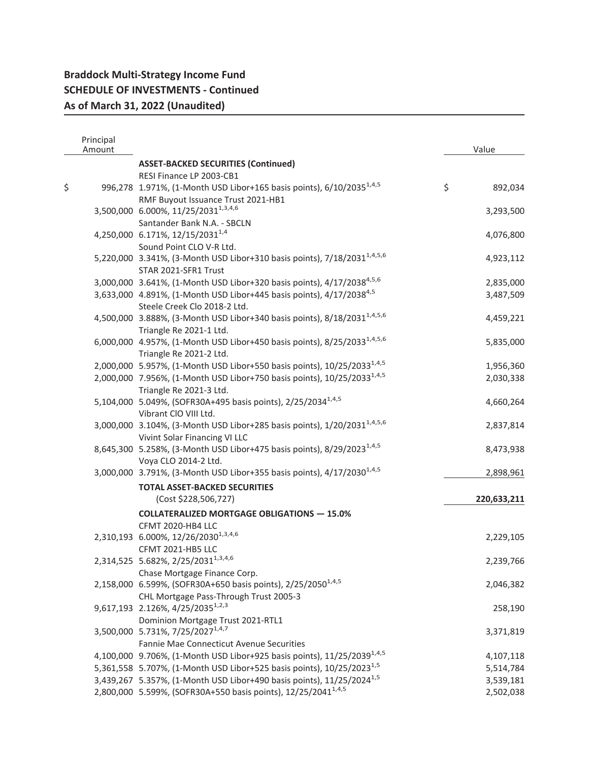## Braddock Multi-Strategy Income Fund
## SCHEDULE OF INVESTMENTS - Continued
## As of March 31, 2022 (Unaudited)

| Principal Amount | | Value |
|---|---|---|
| | **ASSET-BACKED SECURITIES (Continued)** | |
| | RESI Finance LP 2003-CB1 | |
| $ 996,278 | 1.971%, (1-Month USD Libor+165 basis points), 6/10/2035[1,4,5] | $ 892,034 |
| | RMF Buyout Issuance Trust 2021-HB1 | |
| 3,500,000 | 6.000%, 11/25/2031[1,3,4,6] | 3,293,500 |
| | Santander Bank N.A. - SBCLN | |
| 4,250,000 | 6.171%, 12/15/2031[1,4] | 4,076,800 |
| | Sound Point CLO V-R Ltd. | |
| 5,220,000 | 3.341%, (3-Month USD Libor+310 basis points), 7/18/2031[1,4,5,6] | 4,923,112 |
| | STAR 2021-SFR1 Trust | |
| 3,000,000 | 3.641%, (1-Month USD Libor+320 basis points), 4/17/2038[4,5,6] | 2,835,000 |
| 3,633,000 | 4.891%, (1-Month USD Libor+445 basis points), 4/17/2038[4,5] | 3,487,509 |
| | Steele Creek Clo 2018-2 Ltd. | |
| 4,500,000 | 3.888%, (3-Month USD Libor+340 basis points), 8/18/2031[1,4,5,6] | 4,459,221 |
| | Triangle Re 2021-1 Ltd. | |
| 6,000,000 | 4.957%, (1-Month USD Libor+450 basis points), 8/25/2033[1,4,5,6] | 5,835,000 |
| | Triangle Re 2021-2 Ltd. | |
| 2,000,000 | 5.957%, (1-Month USD Libor+550 basis points), 10/25/2033[1,4,5] | 1,956,360 |
| 2,000,000 | 7.956%, (1-Month USD Libor+750 basis points), 10/25/2033[1,4,5] | 2,030,338 |
| | Triangle Re 2021-3 Ltd. | |
| 5,104,000 | 5.049%, (SOFR30A+495 basis points), 2/25/2034[1,4,5] | 4,660,264 |
| | Vibrant ClO VIII Ltd. | |
| 3,000,000 | 3.104%, (3-Month USD Libor+285 basis points), 1/20/2031[1,4,5,6] | 2,837,814 |
| | Vivint Solar Financing VI LLC | |
| 8,645,300 | 5.258%, (3-Month USD Libor+475 basis points), 8/29/2023[1,4,5] | 8,473,938 |
| | Voya CLO 2014-2 Ltd. | |
| 3,000,000 | 3.791%, (3-Month USD Libor+355 basis points), 4/17/2030[1,4,5] | 2,898,961 |
| | **TOTAL ASSET-BACKED SECURITIES** | |
| | (Cost $228,506,727) | **220,633,211** |
| | **COLLATERALIZED MORTGAGE OBLIGATIONS — 15.0%** | |
| | CFMT 2020-HB4 LLC | |
| 2,310,193 | 6.000%, 12/26/2030[1,3,4,6] | 2,229,105 |
| | CFMT 2021-HB5 LLC | |
| 2,314,525 | 5.682%, 2/25/2031[1,3,4,6] | 2,239,766 |
| | Chase Mortgage Finance Corp. | |
| 2,158,000 | 6.599%, (SOFR30A+650 basis points), 2/25/2050[1,4,5] | 2,046,382 |
| | CHL Mortgage Pass-Through Trust 2005-3 | |
| 9,617,193 | 2.126%, 4/25/2035[1,2,3] | 258,190 |
| | Dominion Mortgage Trust 2021-RTL1 | |
| 3,500,000 | 5.731%, 7/25/2027[1,4,7] | 3,371,819 |
| | Fannie Mae Connecticut Avenue Securities | |
| 4,100,000 | 9.706%, (1-Month USD Libor+925 basis points), 11/25/2039[1,4,5] | 4,107,118 |
| 5,361,558 | 5.707%, (1-Month USD Libor+525 basis points), 10/25/2023[1,5] | 5,514,784 |
| 3,439,267 | 5.357%, (1-Month USD Libor+490 basis points), 11/25/2024[1,5] | 3,539,181 |
| 2,800,000 | 5.599%, (SOFR30A+550 basis points), 12/25/2041[1,4,5] | 2,502,038 |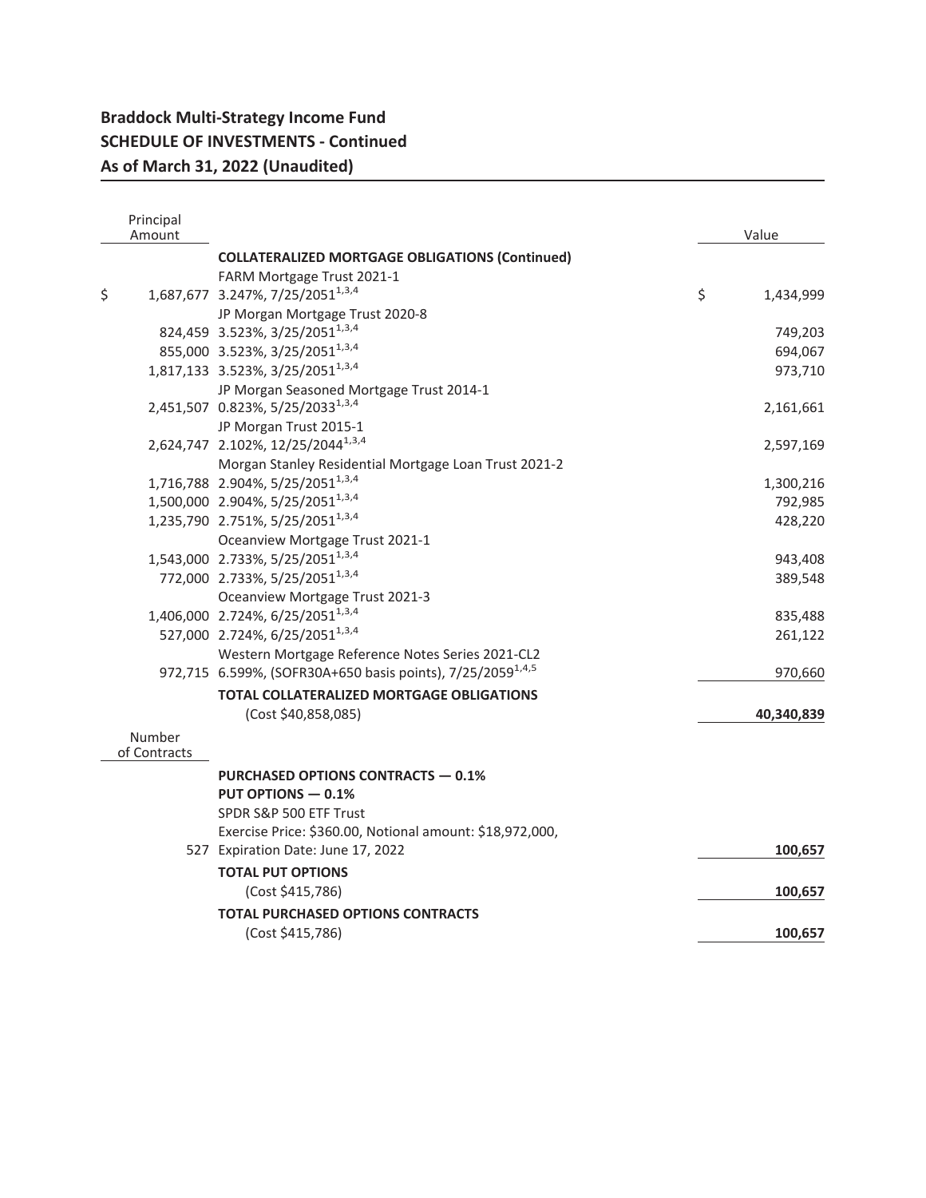# Braddock Multi-Strategy Income Fund
## SCHEDULE OF INVESTMENTS - Continued
### As of March 31, 2022 (Unaudited)

| Principal Amount | | Value |
|---|---|---|
| | **COLLATERALIZED MORTGAGE OBLIGATIONS (Continued)** | |
| | FARM Mortgage Trust 2021-1 | |
| $ 1,687,677 | 3.247%, 7/25/2051[1,3,4] | $ 1,434,999 |
| | JP Morgan Mortgage Trust 2020-8 | |
| 824,459 | 3.523%, 3/25/2051[1,3,4] | 749,203 |
| 855,000 | 3.523%, 3/25/2051[1,3,4] | 694,067 |
| 1,817,133 | 3.523%, 3/25/2051[1,3,4] | 973,710 |
| | JP Morgan Seasoned Mortgage Trust 2014-1 | |
| 2,451,507 | 0.823%, 5/25/2033[1,3,4] | 2,161,661 |
| | JP Morgan Trust 2015-1 | |
| 2,624,747 | 2.102%, 12/25/2044[1,3,4] | 2,597,169 |
| | Morgan Stanley Residential Mortgage Loan Trust 2021-2 | |
| 1,716,788 | 2.904%, 5/25/2051[1,3,4] | 1,300,216 |
| 1,500,000 | 2.904%, 5/25/2051[1,3,4] | 792,985 |
| 1,235,790 | 2.751%, 5/25/2051[1,3,4] | 428,220 |
| | Oceanview Mortgage Trust 2021-1 | |
| 1,543,000 | 2.733%, 5/25/2051[1,3,4] | 943,408 |
| 772,000 | 2.733%, 5/25/2051[1,3,4] | 389,548 |
| | Oceanview Mortgage Trust 2021-3 | |
| 1,406,000 | 2.724%, 6/25/2051[1,3,4] | 835,488 |
| 527,000 | 2.724%, 6/25/2051[1,3,4] | 261,122 |
| | Western Mortgage Reference Notes Series 2021-CL2 | |
| 972,715 | 6.599%, (SOFR30A+650 basis points), 7/25/2059[1,4,5] | 970,660 |
| | **TOTAL COLLATERALIZED MORTGAGE OBLIGATIONS** | |
| | (Cost $40,858,085) | **40,340,839** |

| Number of Contracts | | Value |
|---|---|---|
| | **PURCHASED OPTIONS CONTRACTS — 0.1%** | |
| | **PUT OPTIONS — 0.1%** | |
| | SPDR S&P 500 ETF Trust | |
| | Exercise Price: $360.00, Notional amount: $18,972,000, | |
| 527 | Expiration Date: June 17, 2022 | **100,657** |
| | **TOTAL PUT OPTIONS** | |
| | (Cost $415,786) | **100,657** |
| | **TOTAL PURCHASED OPTIONS CONTRACTS** | |
| | (Cost $415,786) | **100,657** |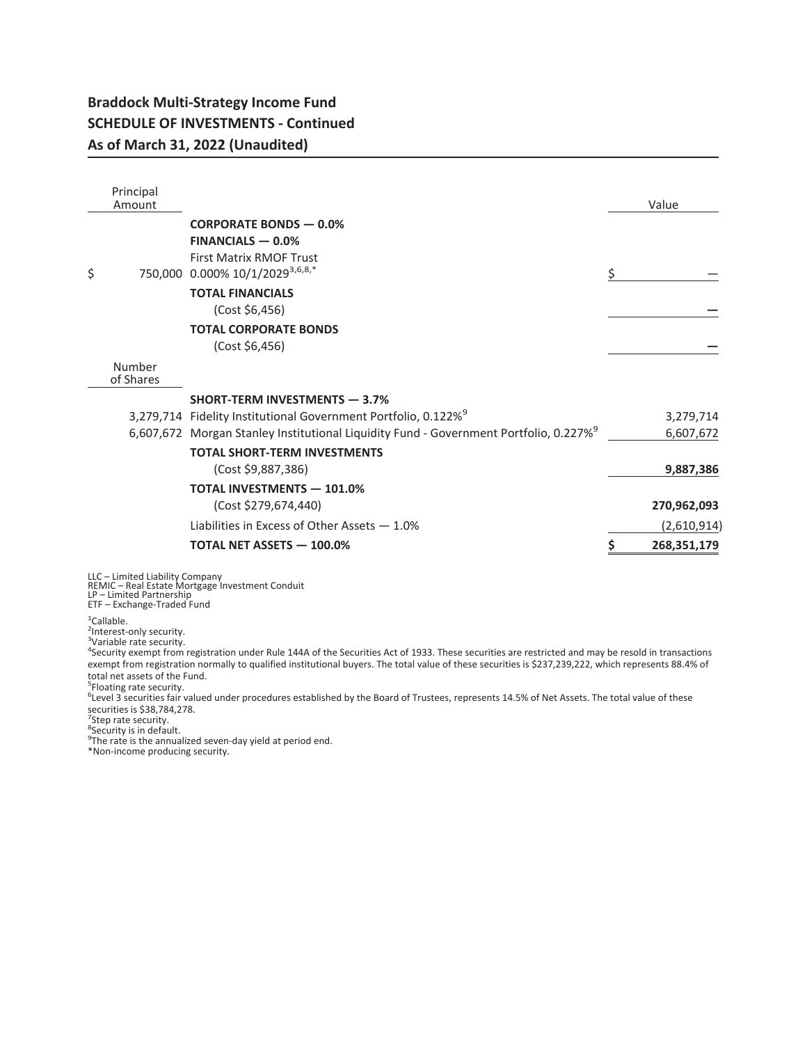**Braddock Multi-Strategy Income Fund**
**SCHEDULE OF INVESTMENTS - Continued**
**As of March 31, 2022 (Unaudited)**

| Principal Amount | | Value |
|---|---|---|
| | **CORPORATE BONDS — 0.0%** | |
| | **FINANCIALS — 0.0%** | |
| | First Matrix RMOF Trust | |
| $ 750,000 | 0.000% 10/1/2029[3,6,8,*] | $ — |
| | **TOTAL FINANCIALS** | |
| | (Cost $6,456) | **—** |
| | **TOTAL CORPORATE BONDS** | |
| | (Cost $6,456) | **—** |
| **Number of Shares** | | |
| | **SHORT-TERM INVESTMENTS — 3.7%** | |
| 3,279,714 | Fidelity Institutional Government Portfolio, 0.122%[9] | 3,279,714 |
| 6,607,672 | Morgan Stanley Institutional Liquidity Fund - Government Portfolio, 0.227%[9] | 6,607,672 |
| | **TOTAL SHORT-TERM INVESTMENTS** | |
| | (Cost $9,887,386) | **9,887,386** |
| | **TOTAL INVESTMENTS — 101.0%** | |
| | (Cost $279,674,440) | **270,962,093** |
| | Liabilities in Excess of Other Assets — 1.0% | (2,610,914) |
| | **TOTAL NET ASSETS — 100.0%** | **$ 268,351,179** |

LLC – Limited Liability Company
REMIC – Real Estate Mortgage Investment Conduit
LP – Limited Partnership
ETF – Exchange-Traded Fund

[1]Callable.
[2]Interest-only security.
[3]Variable rate security.
[4]Security exempt from registration under Rule 144A of the Securities Act of 1933. These securities are restricted and may be resold in transactions exempt from registration normally to qualified institutional buyers. The total value of these securities is $237,239,222, which represents 88.4% of total net assets of the Fund.
[5]Floating rate security.
[6]Level 3 securities fair valued under procedures established by the Board of Trustees, represents 14.5% of Net Assets. The total value of these securities is $38,784,278.
[7]Step rate security.
[8]Security is in default.
[9]The rate is the annualized seven-day yield at period end.
*Non-income producing security.